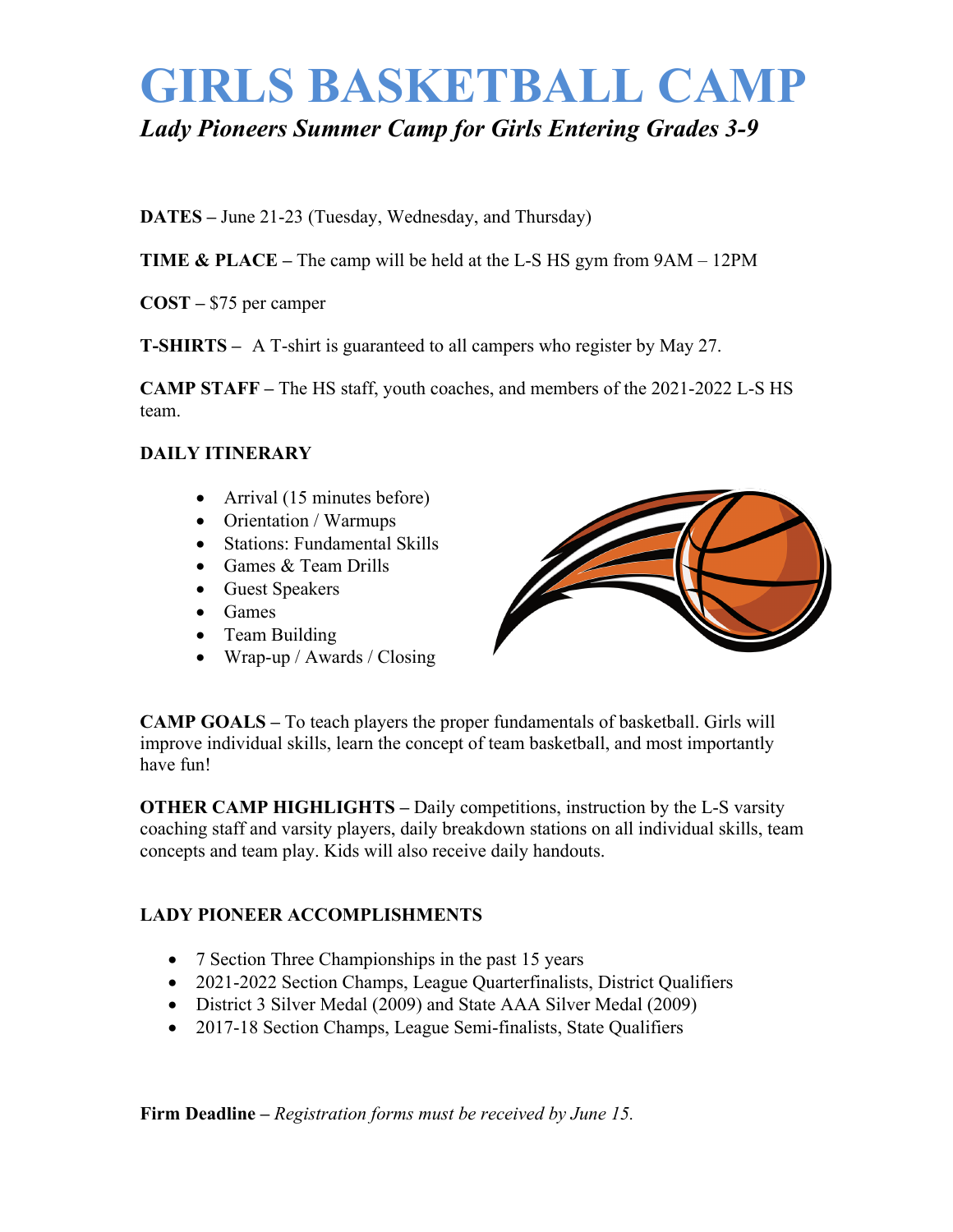# GIRLS BASKETBALL CAMP

***Lady Pioneers Summer Camp for Girls Entering Grades 3-9***

**DATES –** June 21-23 (Tuesday, Wednesday, and Thursday)

**TIME & PLACE –** The camp will be held at the L-S HS gym from 9AM – 12PM

**COST –** $75 per camper

**T-SHIRTS –** A T-shirt is guaranteed to all campers who register by May 27.

**CAMP STAFF –** The HS staff, youth coaches, and members of the 2021-2022 L-S HS team.

**DAILY ITINERARY**

- Arrival (15 minutes before)
- Orientation / Warmups
- Stations: Fundamental Skills
- Games & Team Drills
- Guest Speakers
- Games
- Team Building
- Wrap-up / Awards / Closing

**CAMP GOALS –** To teach players the proper fundamentals of basketball. Girls will improve individual skills, learn the concept of team basketball, and most importantly have fun!

**OTHER CAMP HIGHLIGHTS –** Daily competitions, instruction by the L-S varsity coaching staff and varsity players, daily breakdown stations on all individual skills, team concepts and team play. Kids will also receive daily handouts.

**LADY PIONEER ACCOMPLISHMENTS**

- 7 Section Three Championships in the past 15 years
- 2021-2022 Section Champs, League Quarterfinalists, District Qualifiers
- District 3 Silver Medal (2009) and State AAA Silver Medal (2009)
- 2017-18 Section Champs, League Semi-finalists, State Qualifiers

**Firm Deadline –** *Registration forms must be received by June 15.*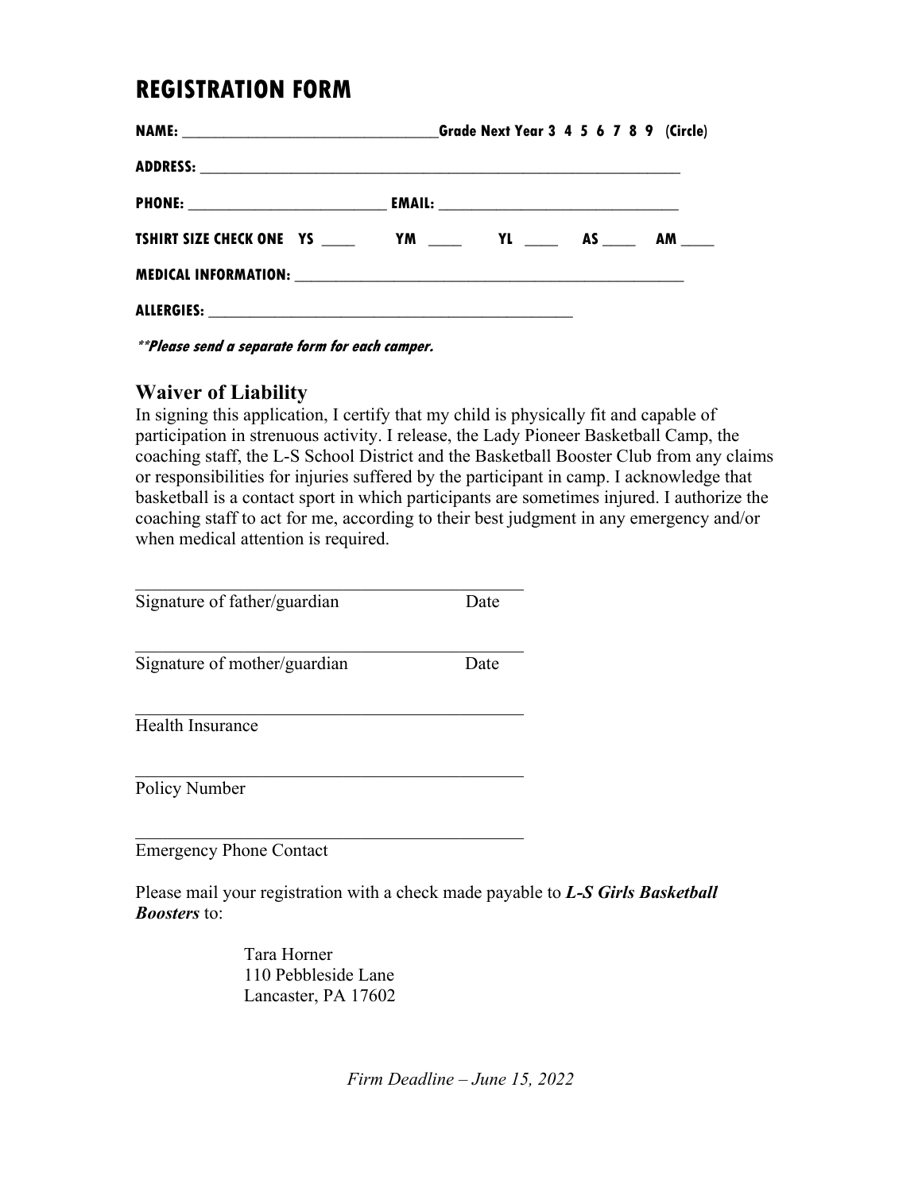# REGISTRATION FORM

**NAME: ________________________________Grade Next Year 3 4 5 6 7 8 9 (Circle)**

**ADDRESS: ____________________________________________________________**

**PHONE: ________________________ EMAIL: _____________________________**

**TSHIRT SIZE CHECK ONE YS ____ YM ____ YL ____ AS ____ AM ____**

**MEDICAL INFORMATION: _______________________________________________**

**ALLERGIES: ___________________________________________**

***Please send a separate form for each camper.*

## Waiver of Liability

In signing this application, I certify that my child is physically fit and capable of participation in strenuous activity. I release, the Lady Pioneer Basketball Camp, the coaching staff, the L-S School District and the Basketball Booster Club from any claims or responsibilities for injuries suffered by the participant in camp. I acknowledge that basketball is a contact sport in which participants are sometimes injured. I authorize the coaching staff to act for me, according to their best judgment in any emergency and/or when medical attention is required.

_____________________________________________

Signature of father/guardian Date

_____________________________________________

Signature of mother/guardian Date

_____________________________________________

Health Insurance

_____________________________________________

Policy Number

_____________________________________________

Emergency Phone Contact

Please mail your registration with a check made payable to ***L-S Girls Basketball Boosters*** to:

Tara Horner
110 Pebbleside Lane
Lancaster, PA 17602

*Firm Deadline – June 15, 2022*